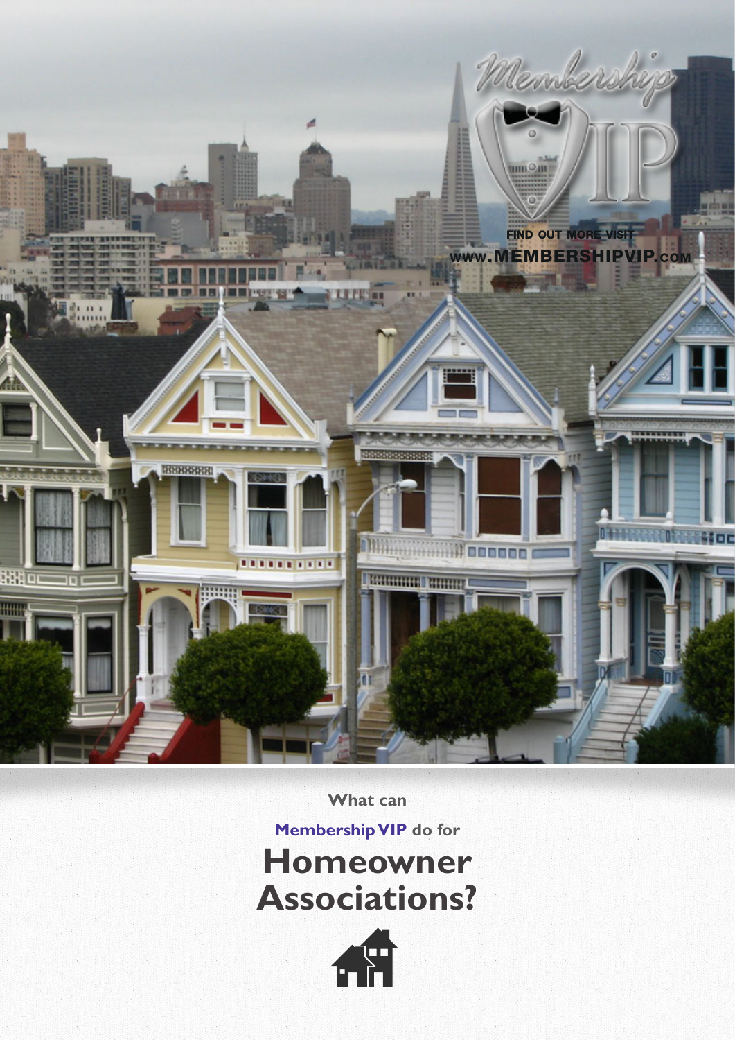Membership VIP

FIND OUT MORE VISIT
WWW.MEMBERSHIPVIP.COM

What can

**Membership VIP** do for

# Homeowner Associations?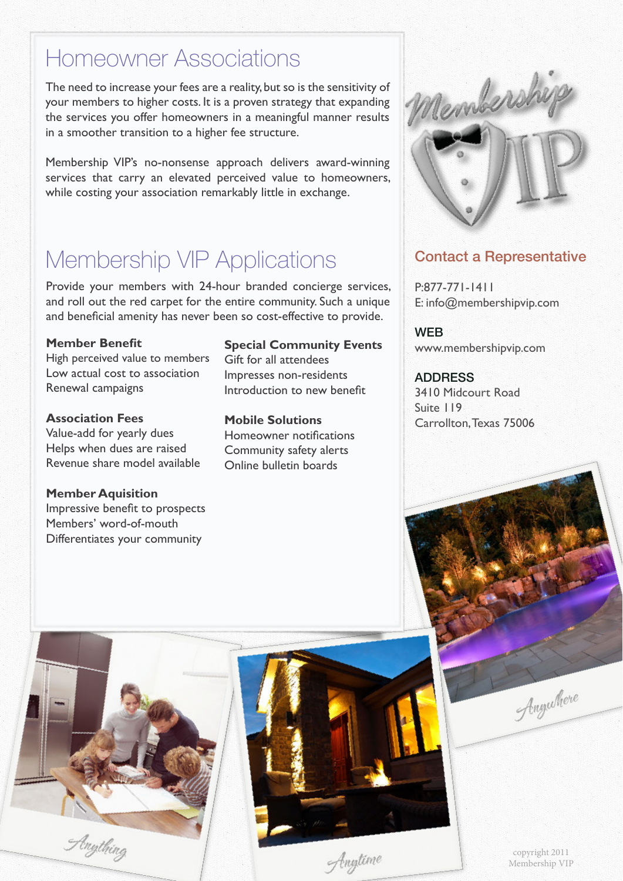# Homeowner Associations

The need to increase your fees are a reality, but so is the sensitivity of your members to higher costs. It is a proven strategy that expanding the services you offer homeowners in a meaningful manner results in a smoother transition to a higher fee structure.

Membership VIP's no-nonsense approach delivers award-winning services that carry an elevated perceived value to homeowners, while costing your association remarkably little in exchange.

# Membership VIP Applications

Provide your members with 24-hour branded concierge services, and roll out the red carpet for the entire community. Such a unique and beneficial amenity has never been so cost-effective to provide.

**Member Benefit**
High perceived value to members
Low actual cost to association
Renewal campaigns

**Association Fees**
Value-add for yearly dues
Helps when dues are raised
Revenue share model available

**Member Aquisition**
Impressive benefit to prospects
Members' word-of-mouth
Differentiates your community

**Special Community Events**
Gift for all attendees
Impresses non-residents
Introduction to new benefit

**Mobile Solutions**
Homeowner notifications
Community safety alerts
Online bulletin boards

Membership VIP

## Contact a Representative

P:877-771-1411
E: info@membershipvip.com

WEB
www.membershipvip.com

ADDRESS
3410 Midcourt Road
Suite 119
Carrollton, Texas 75006

Anywhere

Anything

Anytime

copyright 2011
Membership VIP